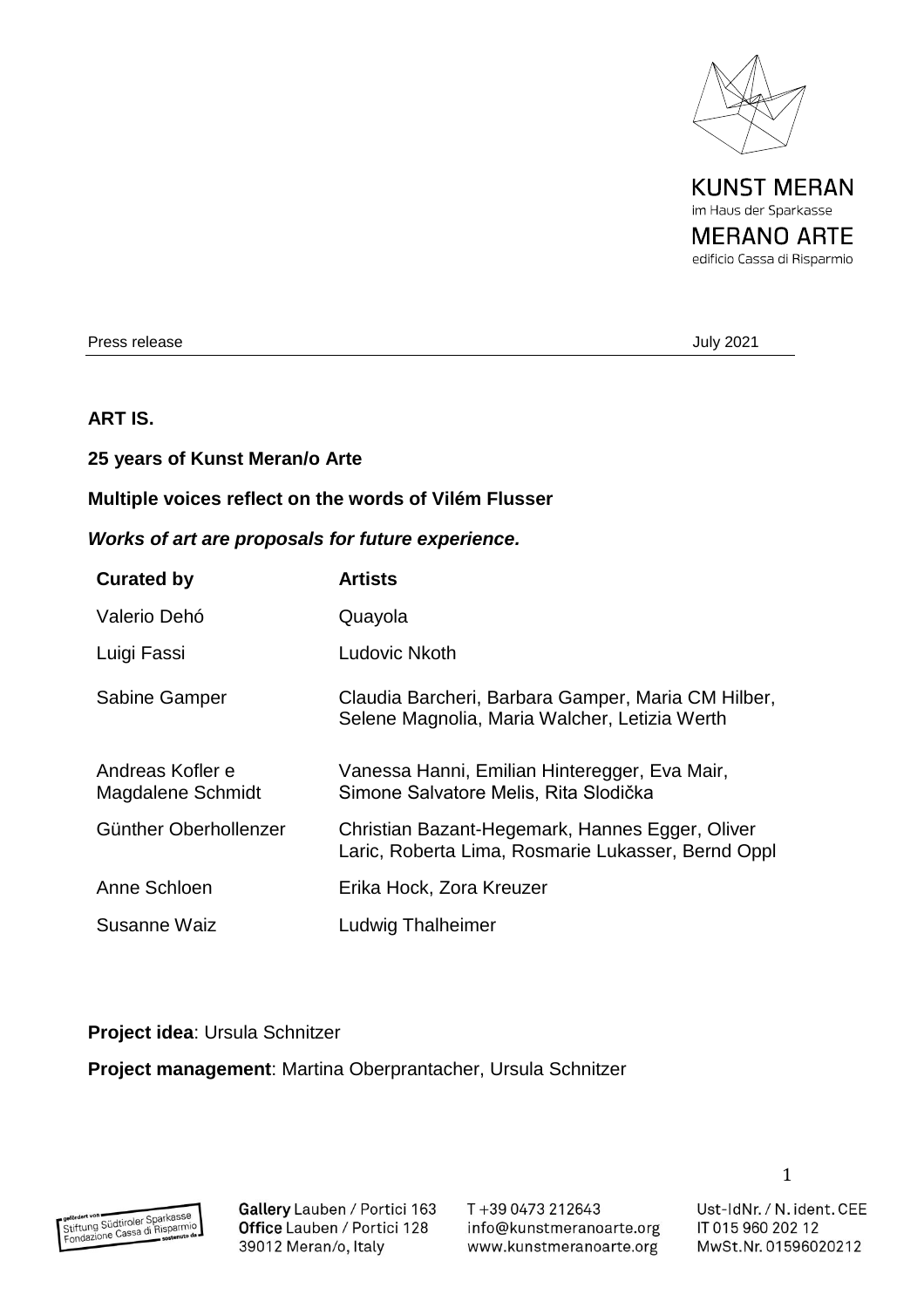KUNST MERAN
im Haus der Sparkasse
MERANO ARTE
edificio Cassa di Risparmio

Press release July 2021

**ART IS.**

**25 years of Kunst Meran/o Arte**

**Multiple voices reflect on the words of Vilém Flusser**

***Works of art are proposals for future experience.***

| **Curated by** | **Artists** |
|---|---|
| Valerio Dehó | Quayola |
| Luigi Fassi | Ludovic Nkoth |
| Sabine Gamper | Claudia Barcheri, Barbara Gamper, Maria CM Hilber, Selene Magnolia, Maria Walcher, Letizia Werth |
| Andreas Kofler e Magdalene Schmidt | Vanessa Hanni, Emilian Hinteregger, Eva Mair, Simone Salvatore Melis, Rita Slodička |
| Günther Oberhollenzer | Christian Bazant-Hegemark, Hannes Egger, Oliver Laric, Roberta Lima, Rosmarie Lukasser, Bernd Oppl |
| Anne Schloen | Erika Hock, Zora Kreuzer |
| Susanne Waiz | Ludwig Thalheimer |

**Project idea**: Ursula Schnitzer

**Project management**: Martina Oberprantacher, Ursula Schnitzer

gefördert von Stiftung Südtiroler Sparkasse Fondazione Cassa di Risparmio sostenuto da

Gallery Lauben / Portici 163
Office Lauben / Portici 128
39012 Meran/o, Italy

T +39 0473 212643
info@kunstmeranoarte.org
www.kunstmeranoarte.org

Ust-IdNr. / N. ident. CEE
IT 015 960 202 12
MwSt.Nr. 01596020212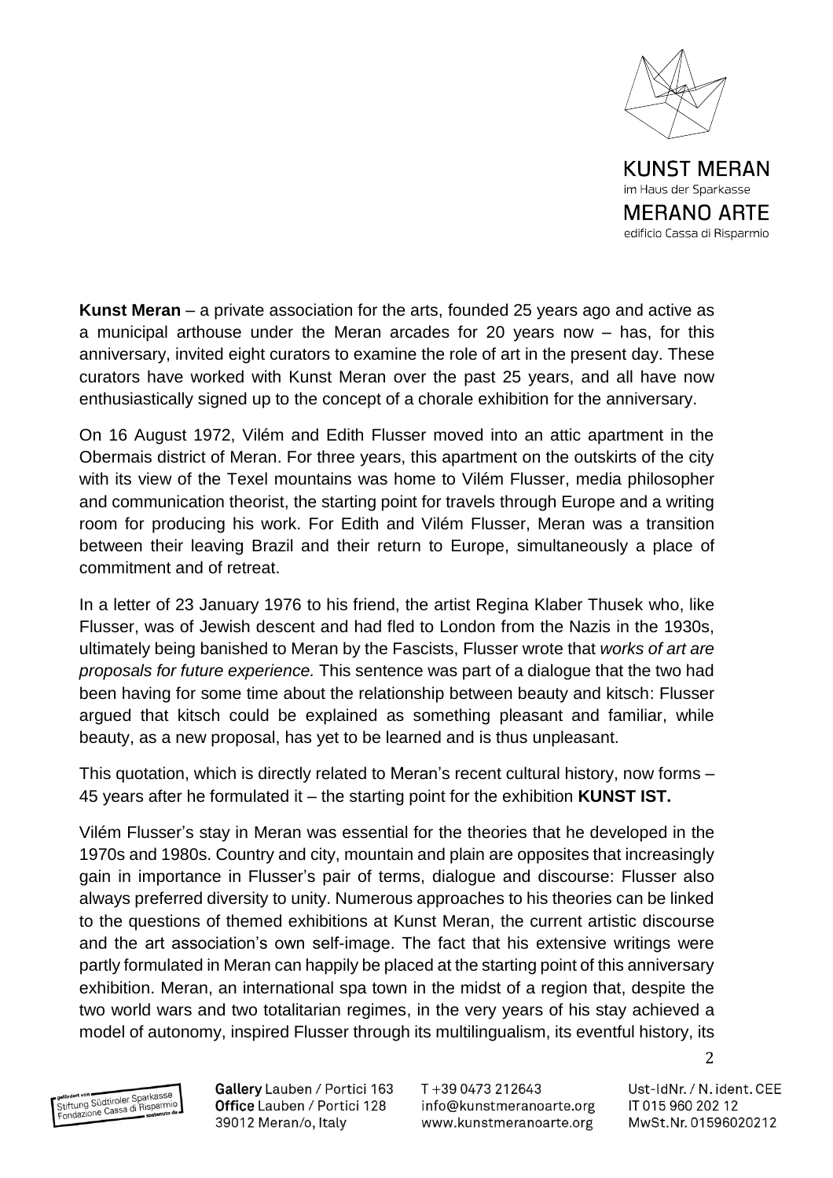**Kunst Meran** – a private association for the arts, founded 25 years ago and active as a municipal arthouse under the Meran arcades for 20 years now – has, for this anniversary, invited eight curators to examine the role of art in the present day. These curators have worked with Kunst Meran over the past 25 years, and all have now enthusiastically signed up to the concept of a chorale exhibition for the anniversary.

On 16 August 1972, Vilém and Edith Flusser moved into an attic apartment in the Obermais district of Meran. For three years, this apartment on the outskirts of the city with its view of the Texel mountains was home to Vilém Flusser, media philosopher and communication theorist, the starting point for travels through Europe and a writing room for producing his work. For Edith and Vilém Flusser, Meran was a transition between their leaving Brazil and their return to Europe, simultaneously a place of commitment and of retreat.

In a letter of 23 January 1976 to his friend, the artist Regina Klaber Thusek who, like Flusser, was of Jewish descent and had fled to London from the Nazis in the 1930s, ultimately being banished to Meran by the Fascists, Flusser wrote that *works of art are proposals for future experience.* This sentence was part of a dialogue that the two had been having for some time about the relationship between beauty and kitsch: Flusser argued that kitsch could be explained as something pleasant and familiar, while beauty, as a new proposal, has yet to be learned and is thus unpleasant.

This quotation, which is directly related to Meran's recent cultural history, now forms – 45 years after he formulated it – the starting point for the exhibition **KUNST IST.**

Vilém Flusser's stay in Meran was essential for the theories that he developed in the 1970s and 1980s. Country and city, mountain and plain are opposites that increasingly gain in importance in Flusser's pair of terms, dialogue and discourse: Flusser also always preferred diversity to unity. Numerous approaches to his theories can be linked to the questions of themed exhibitions at Kunst Meran, the current artistic discourse and the art association's own self-image. The fact that his extensive writings were partly formulated in Meran can happily be placed at the starting point of this anniversary exhibition. Meran, an international spa town in the midst of a region that, despite the two world wars and two totalitarian regimes, in the very years of his stay achieved a model of autonomy, inspired Flusser through its multilingualism, its eventful history, its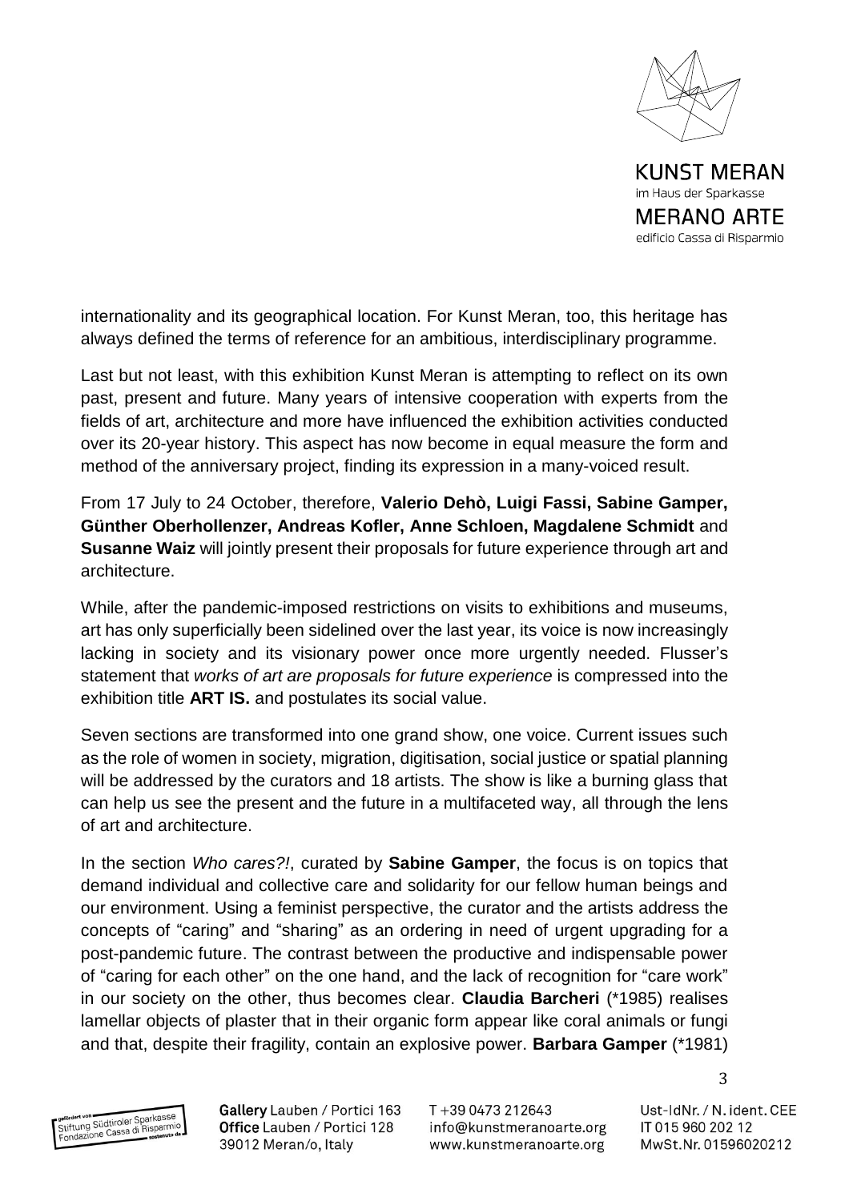internationality and its geographical location. For Kunst Meran, too, this heritage has always defined the terms of reference for an ambitious, interdisciplinary programme.

Last but not least, with this exhibition Kunst Meran is attempting to reflect on its own past, present and future. Many years of intensive cooperation with experts from the fields of art, architecture and more have influenced the exhibition activities conducted over its 20-year history. This aspect has now become in equal measure the form and method of the anniversary project, finding its expression in a many-voiced result.

From 17 July to 24 October, therefore, **Valerio Dehò, Luigi Fassi, Sabine Gamper, Günther Oberhollenzer, Andreas Kofler, Anne Schloen, Magdalene Schmidt** and **Susanne Waiz** will jointly present their proposals for future experience through art and architecture.

While, after the pandemic-imposed restrictions on visits to exhibitions and museums, art has only superficially been sidelined over the last year, its voice is now increasingly lacking in society and its visionary power once more urgently needed. Flusser's statement that *works of art are proposals for future experience* is compressed into the exhibition title **ART IS.** and postulates its social value.

Seven sections are transformed into one grand show, one voice. Current issues such as the role of women in society, migration, digitisation, social justice or spatial planning will be addressed by the curators and 18 artists. The show is like a burning glass that can help us see the present and the future in a multifaceted way, all through the lens of art and architecture.

In the section *Who cares?!*, curated by **Sabine Gamper**, the focus is on topics that demand individual and collective care and solidarity for our fellow human beings and our environment. Using a feminist perspective, the curator and the artists address the concepts of "caring" and "sharing" as an ordering in need of urgent upgrading for a post-pandemic future. The contrast between the productive and indispensable power of "caring for each other" on the one hand, and the lack of recognition for "care work" in our society on the other, thus becomes clear. **Claudia Barcheri** (*1985) realises lamellar objects of plaster that in their organic form appear like coral animals or fungi and that, despite their fragility, contain an explosive power. **Barbara Gamper** (*1981)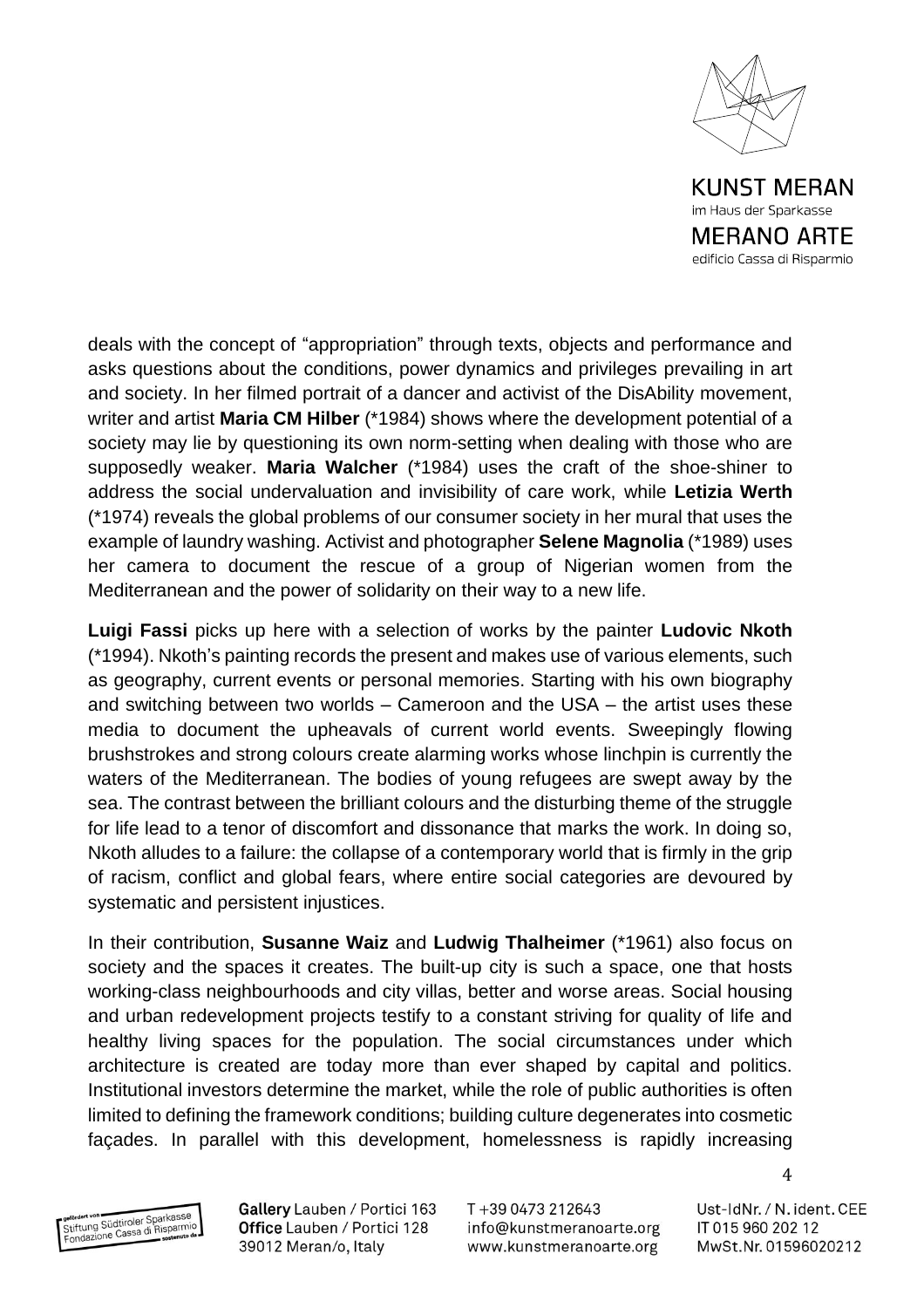deals with the concept of "appropriation" through texts, objects and performance and asks questions about the conditions, power dynamics and privileges prevailing in art and society. In her filmed portrait of a dancer and activist of the DisAbility movement, writer and artist **Maria CM Hilber** (*1984) shows where the development potential of a society may lie by questioning its own norm-setting when dealing with those who are supposedly weaker. **Maria Walcher** (*1984) uses the craft of the shoe-shiner to address the social undervaluation and invisibility of care work, while **Letizia Werth** (*1974) reveals the global problems of our consumer society in her mural that uses the example of laundry washing. Activist and photographer **Selene Magnolia** (*1989) uses her camera to document the rescue of a group of Nigerian women from the Mediterranean and the power of solidarity on their way to a new life.

**Luigi Fassi** picks up here with a selection of works by the painter **Ludovic Nkoth** (*1994). Nkoth's painting records the present and makes use of various elements, such as geography, current events or personal memories. Starting with his own biography and switching between two worlds – Cameroon and the USA – the artist uses these media to document the upheavals of current world events. Sweepingly flowing brushstrokes and strong colours create alarming works whose linchpin is currently the waters of the Mediterranean. The bodies of young refugees are swept away by the sea. The contrast between the brilliant colours and the disturbing theme of the struggle for life lead to a tenor of discomfort and dissonance that marks the work. In doing so, Nkoth alludes to a failure: the collapse of a contemporary world that is firmly in the grip of racism, conflict and global fears, where entire social categories are devoured by systematic and persistent injustices.

In their contribution, **Susanne Waiz** and **Ludwig Thalheimer** (*1961) also focus on society and the spaces it creates. The built-up city is such a space, one that hosts working-class neighbourhoods and city villas, better and worse areas. Social housing and urban redevelopment projects testify to a constant striving for quality of life and healthy living spaces for the population. The social circumstances under which architecture is created are today more than ever shaped by capital and politics. Institutional investors determine the market, while the role of public authorities is often limited to defining the framework conditions; building culture degenerates into cosmetic façades. In parallel with this development, homelessness is rapidly increasing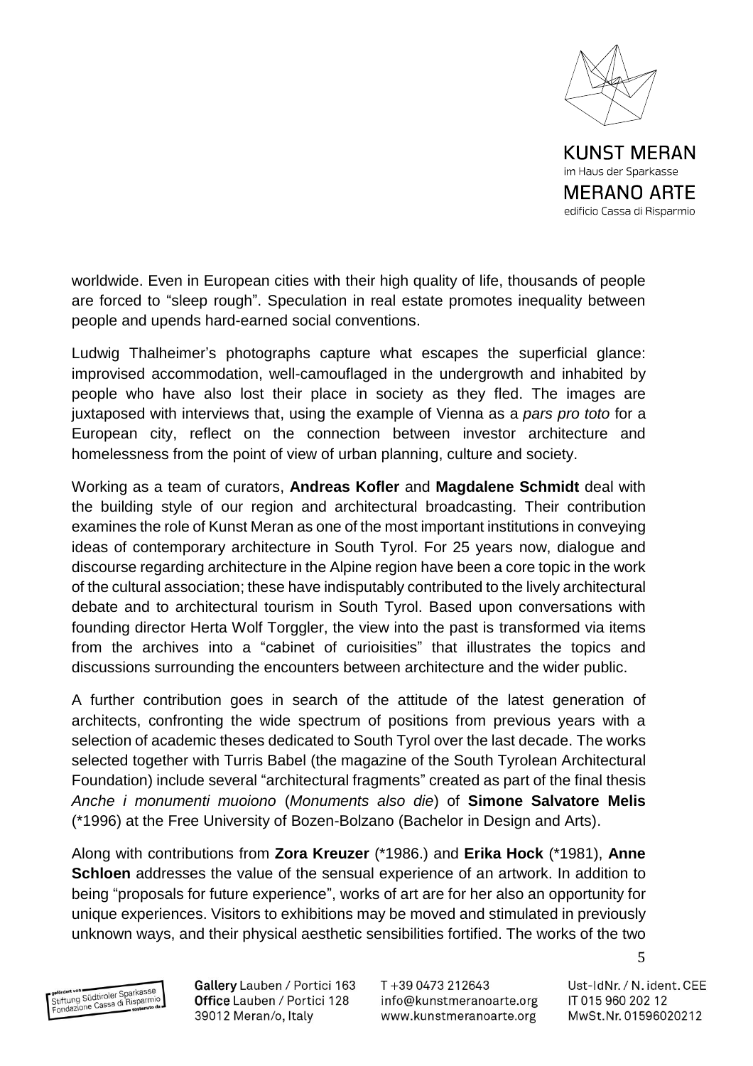worldwide. Even in European cities with their high quality of life, thousands of people are forced to "sleep rough". Speculation in real estate promotes inequality between people and upends hard-earned social conventions.

Ludwig Thalheimer's photographs capture what escapes the superficial glance: improvised accommodation, well-camouflaged in the undergrowth and inhabited by people who have also lost their place in society as they fled. The images are juxtaposed with interviews that, using the example of Vienna as a *pars pro toto* for a European city, reflect on the connection between investor architecture and homelessness from the point of view of urban planning, culture and society.

Working as a team of curators, **Andreas Kofler** and **Magdalene Schmidt** deal with the building style of our region and architectural broadcasting. Their contribution examines the role of Kunst Meran as one of the most important institutions in conveying ideas of contemporary architecture in South Tyrol. For 25 years now, dialogue and discourse regarding architecture in the Alpine region have been a core topic in the work of the cultural association; these have indisputably contributed to the lively architectural debate and to architectural tourism in South Tyrol. Based upon conversations with founding director Herta Wolf Torggler, the view into the past is transformed via items from the archives into a "cabinet of curioisities" that illustrates the topics and discussions surrounding the encounters between architecture and the wider public.

A further contribution goes in search of the attitude of the latest generation of architects, confronting the wide spectrum of positions from previous years with a selection of academic theses dedicated to South Tyrol over the last decade. The works selected together with Turris Babel (the magazine of the South Tyrolean Architectural Foundation) include several "architectural fragments" created as part of the final thesis *Anche i monumenti muoiono* (*Monuments also die*) of **Simone Salvatore Melis** (*1996) at the Free University of Bozen-Bolzano (Bachelor in Design and Arts).

Along with contributions from **Zora Kreuzer** (*1986.) and **Erika Hock** (*1981), **Anne Schloen** addresses the value of the sensual experience of an artwork. In addition to being "proposals for future experience", works of art are for her also an opportunity for unique experiences. Visitors to exhibitions may be moved and stimulated in previously unknown ways, and their physical aesthetic sensibilities fortified. The works of the two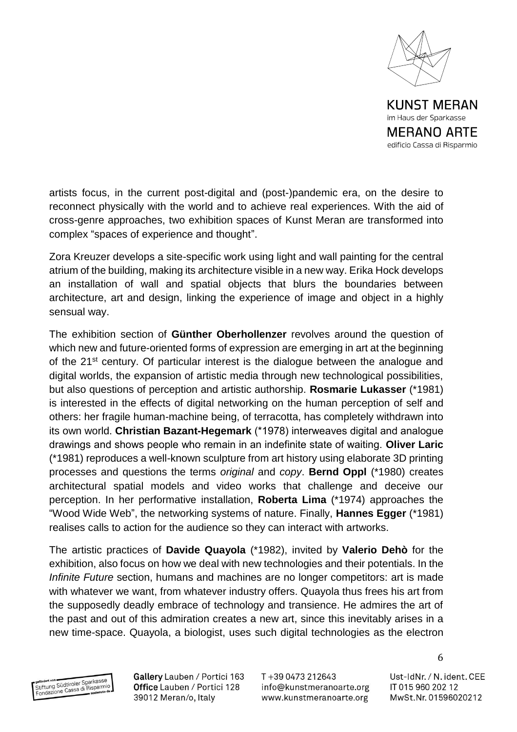artists focus, in the current post-digital and (post-)pandemic era, on the desire to reconnect physically with the world and to achieve real experiences. With the aid of cross-genre approaches, two exhibition spaces of Kunst Meran are transformed into complex "spaces of experience and thought".

Zora Kreuzer develops a site-specific work using light and wall painting for the central atrium of the building, making its architecture visible in a new way. Erika Hock develops an installation of wall and spatial objects that blurs the boundaries between architecture, art and design, linking the experience of image and object in a highly sensual way.

The exhibition section of **Günther Oberhollenzer** revolves around the question of which new and future-oriented forms of expression are emerging in art at the beginning of the 21st century. Of particular interest is the dialogue between the analogue and digital worlds, the expansion of artistic media through new technological possibilities, but also questions of perception and artistic authorship. **Rosmarie Lukasser** (*1981) is interested in the effects of digital networking on the human perception of self and others: her fragile human-machine being, of terracotta, has completely withdrawn into its own world. **Christian Bazant-Hegemark** (*1978) interweaves digital and analogue drawings and shows people who remain in an indefinite state of waiting. **Oliver Laric** (*1981) reproduces a well-known sculpture from art history using elaborate 3D printing processes and questions the terms *original* and *copy*. **Bernd Oppl** (*1980) creates architectural spatial models and video works that challenge and deceive our perception. In her performative installation, **Roberta Lima** (*1974) approaches the "Wood Wide Web", the networking systems of nature. Finally, **Hannes Egger** (*1981) realises calls to action for the audience so they can interact with artworks.

The artistic practices of **Davide Quayola** (*1982), invited by **Valerio Dehò** for the exhibition, also focus on how we deal with new technologies and their potentials. In the *Infinite Future* section, humans and machines are no longer competitors: art is made with whatever we want, from whatever industry offers. Quayola thus frees his art from the supposedly deadly embrace of technology and transience. He admires the art of the past and out of this admiration creates a new art, since this inevitably arises in a new time-space. Quayola, a biologist, uses such digital technologies as the electron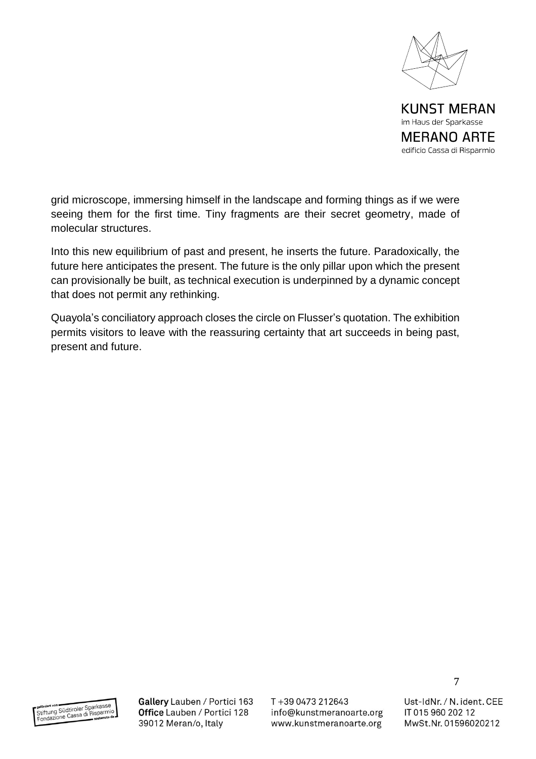grid microscope, immersing himself in the landscape and forming things as if we were seeing them for the first time. Tiny fragments are their secret geometry, made of molecular structures.

Into this new equilibrium of past and present, he inserts the future. Paradoxically, the future here anticipates the present. The future is the only pillar upon which the present can provisionally be built, as technical execution is underpinned by a dynamic concept that does not permit any rethinking.

Quayola's conciliatory approach closes the circle on Flusser's quotation. The exhibition permits visitors to leave with the reassuring certainty that art succeeds in being past, present and future.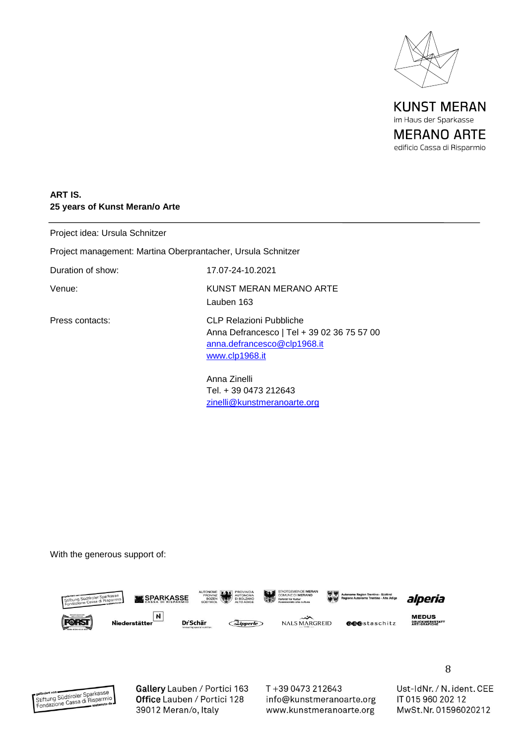KUNST MERAN
im Haus der Sparkasse
MERANO ARTE
edificio Cassa di Risparmio

**ART IS.**
**25 years of Kunst Meran/o Arte**

---

Project idea: Ursula Schnitzer

Project management: Martina Oberprantacher, Ursula Schnitzer

| | |
|---|---|
| Duration of show: | 17.07-24-10.2021 |
| Venue: | KUNST MERAN MERANO ARTE<br>Lauben 163 |
| Press contacts: | CLP Relazioni Pubbliche<br>Anna Defrancesco \| Tel + 39 02 36 75 57 00<br>anna.defrancesco@clp1968.it<br>www.clp1968.it<br><br>Anna Zinelli<br>Tel. + 39 0473 212643<br>zinelli@kunstmeranoarte.org |

With the generous support of:

gefördert von Stiftung Südtiroler Sparkasse Fondazione Cassa di Risparmio sostenuto da
SPARKASSE CASSA DI RISPARMIO
AUTONOME PROVINZ BOZEN SÜDTIROL – PROVINCIA AUTONOMA DI BOLZANO ALTO ADIGE
STADTGEMEINDE MERAN COMUNE DI MERANO Referat für Kultur Assessorato alla cultura
Autonome Region Trentino - Südtirol Regione Autonoma Trentino - Alto Adige
alperia
FORST
Niederstätter
Dr Schär
Zipperle
NALS MARGREID
staschitz
MEDUS DRUCKWERKSTATT ARTI GRAFICHE

gefördert von Stiftung Südtiroler Sparkasse Fondazione Cassa di Risparmio sostenuto da

**Gallery** Lauben / Portici 163
**Office** Lauben / Portici 128
39012 Meran/o, Italy

T +39 0473 212643
info@kunstmeranoarte.org
www.kunstmeranoarte.org

Ust-IdNr. / N. ident. CEE
IT 015 960 202 12
MwSt.Nr. 01596020212